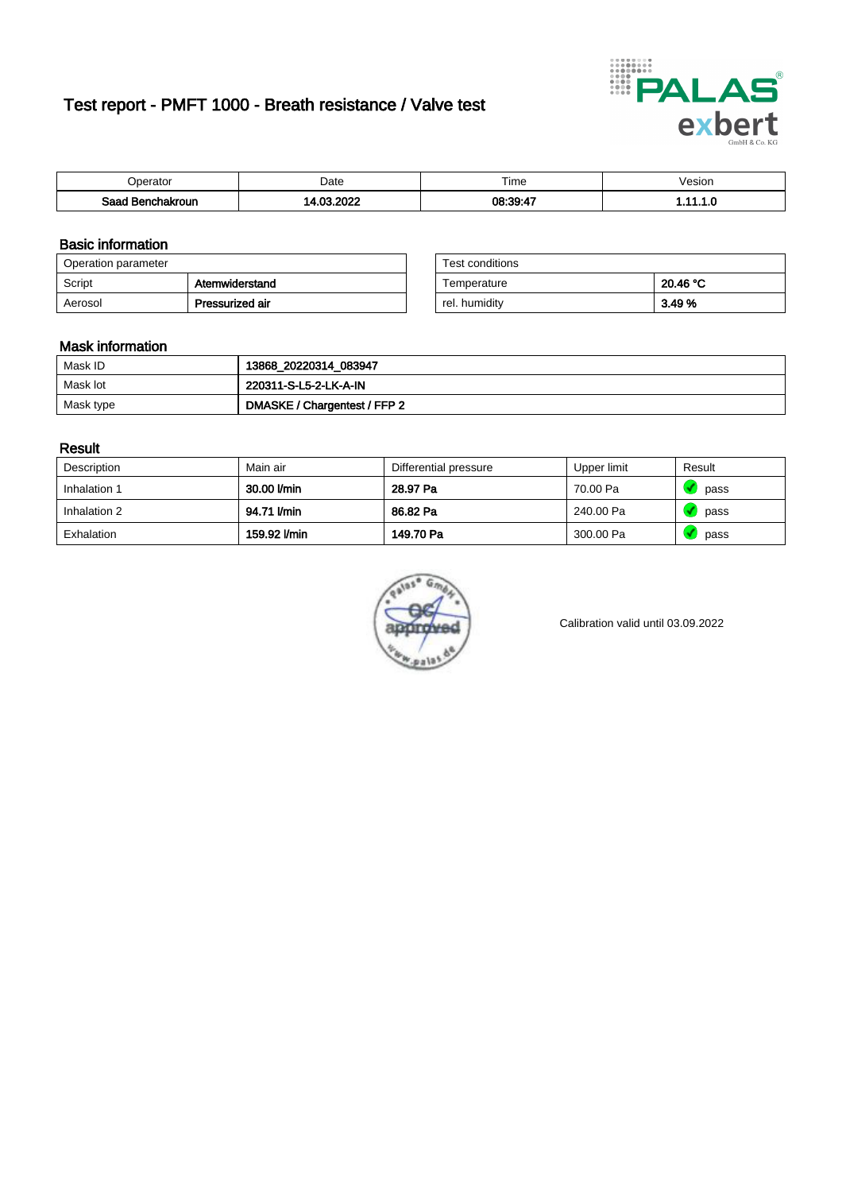# Test report - PMFT 1000 - Breath resistance / Valve test

| Operator | Date | Time | Vesion |
|---|---|---|---|
| **Saad Benchakroun** | **14.03.2022** | **08:39:47** | **1.11.1.0** |

## Basic information

| Operation parameter | |
|---|---|
| Script | **Atemwiderstand** |
| Aerosol | **Pressurized air** |

| Test conditions | |
|---|---|
| Temperature | **20.46 °C** |
| rel. humidity | **3.49 %** |

## Mask information

| | |
|---|---|
| Mask ID | **13868_20220314_083947** |
| Mask lot | **220311-S-L5-2-LK-A-IN** |
| Mask type | **DMASKE / Chargentest / FFP 2** |

## Result

| Description | Main air | Differential pressure | Upper limit | Result |
|---|---|---|---|---|
| Inhalation 1 | **30.00 l/min** | **28.97 Pa** | 70.00 Pa | pass |
| Inhalation 2 | **94.71 l/min** | **86.82 Pa** | 240.00 Pa | pass |
| Exhalation | **159.92 l/min** | **149.70 Pa** | 300.00 Pa | pass |

Calibration valid until 03.09.2022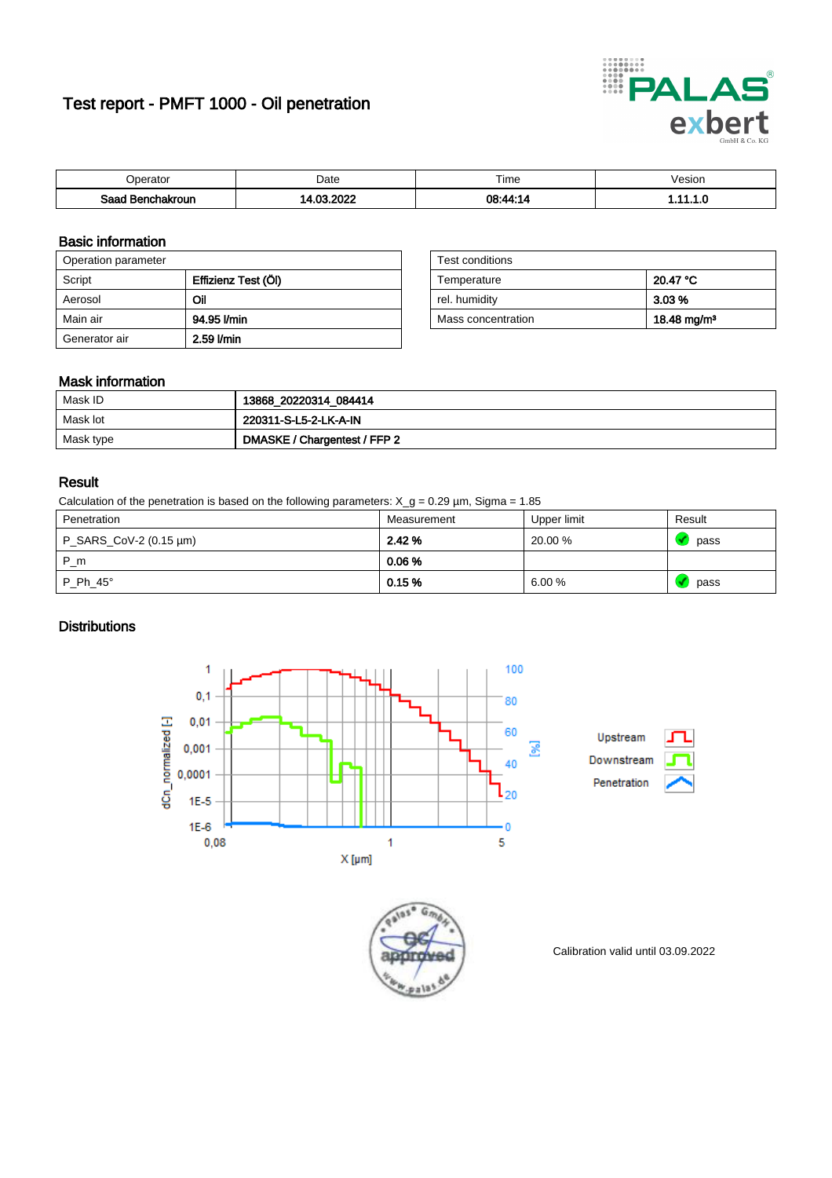# Test report - PMFT 1000 - Oil penetration

| Operator | Date | Time | Vesion |
|---|---|---|---|
| **Saad Benchakroun** | **14.03.2022** | **08:44:14** | **1.11.1.0** |

## Basic information

| Operation parameter | |
|---|---|
| Script | **Effizienz Test (Öl)** |
| Aerosol | **Oil** |
| Main air | **94.95 l/min** |
| Generator air | **2.59 l/min** |

| Test conditions | |
|---|---|
| Temperature | **20.47 °C** |
| rel. humidity | **3.03 %** |
| Mass concentration | **18.48 mg/m³** |

## Mask information

| | |
|---|---|
| Mask ID | **13868_20220314_084414** |
| Mask lot | **220311-S-L5-2-LK-A-IN** |
| Mask type | **DMASKE / Chargentest / FFP 2** |

## Result

Calculation of the penetration is based on the following parameters: X_g = 0.29 µm, Sigma = 1.85

| Penetration | Measurement | Upper limit | Result |
|---|---|---|---|
| P_SARS_CoV-2 (0.15 µm) | **2.42 %** | 20.00 % | pass |
| P_m | **0.06 %** | | |
| P_Ph_45° | **0.15 %** | 6.00 % | pass |

## Distributions

dCn_normalized [-]
1
0,1
0,01
0,001
0,0001
1E-5
1E-6
0,08
1
5
X [µm]
[%]
100
80
60
40
20
0
Upstream
Downstream
Penetration

Calibration valid until 03.09.2022